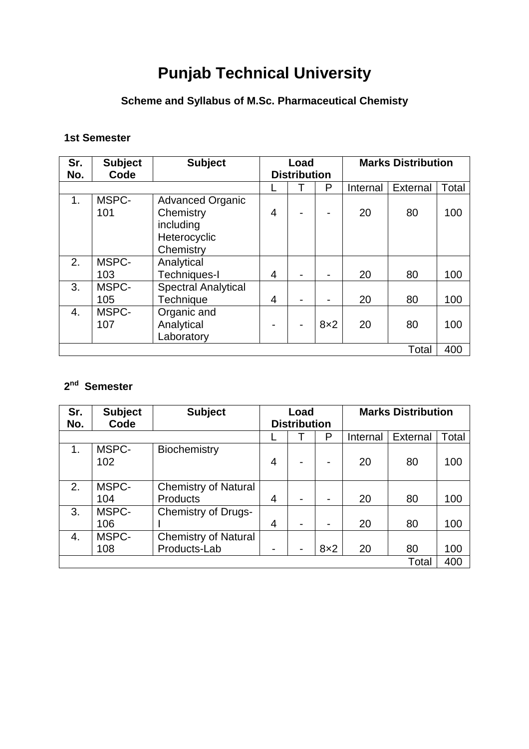# Punjab Technical University

### Scheme and Syllabus of M.Sc. Pharmaceutical Chemisty

**1st Semester**

| Sr. No. | Subject Code | Subject | Load Distribution | | | Marks Distribution | | |
|---|---|---|---|---|---|---|---|---|
| | | | L | T | P | Internal | External | Total |
| 1. | MSPC-101 | Advanced Organic Chemistry including Heterocyclic Chemistry | 4 | - | - | 20 | 80 | 100 |
| 2. | MSPC-103 | Analytical Techniques-I | 4 | - | - | 20 | 80 | 100 |
| 3. | MSPC-105 | Spectral Analytical Technique | 4 | - | - | 20 | 80 | 100 |
| 4. | MSPC-107 | Organic and Analytical Laboratory | - | - | 8×2 | 20 | 80 | 100 |
| | | | | | | | Total | 400 |

**2nd Semester**

| Sr. No. | Subject Code | Subject | Load Distribution | | | Marks Distribution | | |
|---|---|---|---|---|---|---|---|---|
| | | | L | T | P | Internal | External | Total |
| 1. | MSPC-102 | Biochemistry | 4 | - | - | 20 | 80 | 100 |
| 2. | MSPC-104 | Chemistry of Natural Products | 4 | - | - | 20 | 80 | 100 |
| 3. | MSPC-106 | Chemistry of Drugs-I | 4 | - | - | 20 | 80 | 100 |
| 4. | MSPC-108 | Chemistry of Natural Products-Lab | - | - | 8×2 | 20 | 80 | 100 |
| | | | | | | | Total | 400 |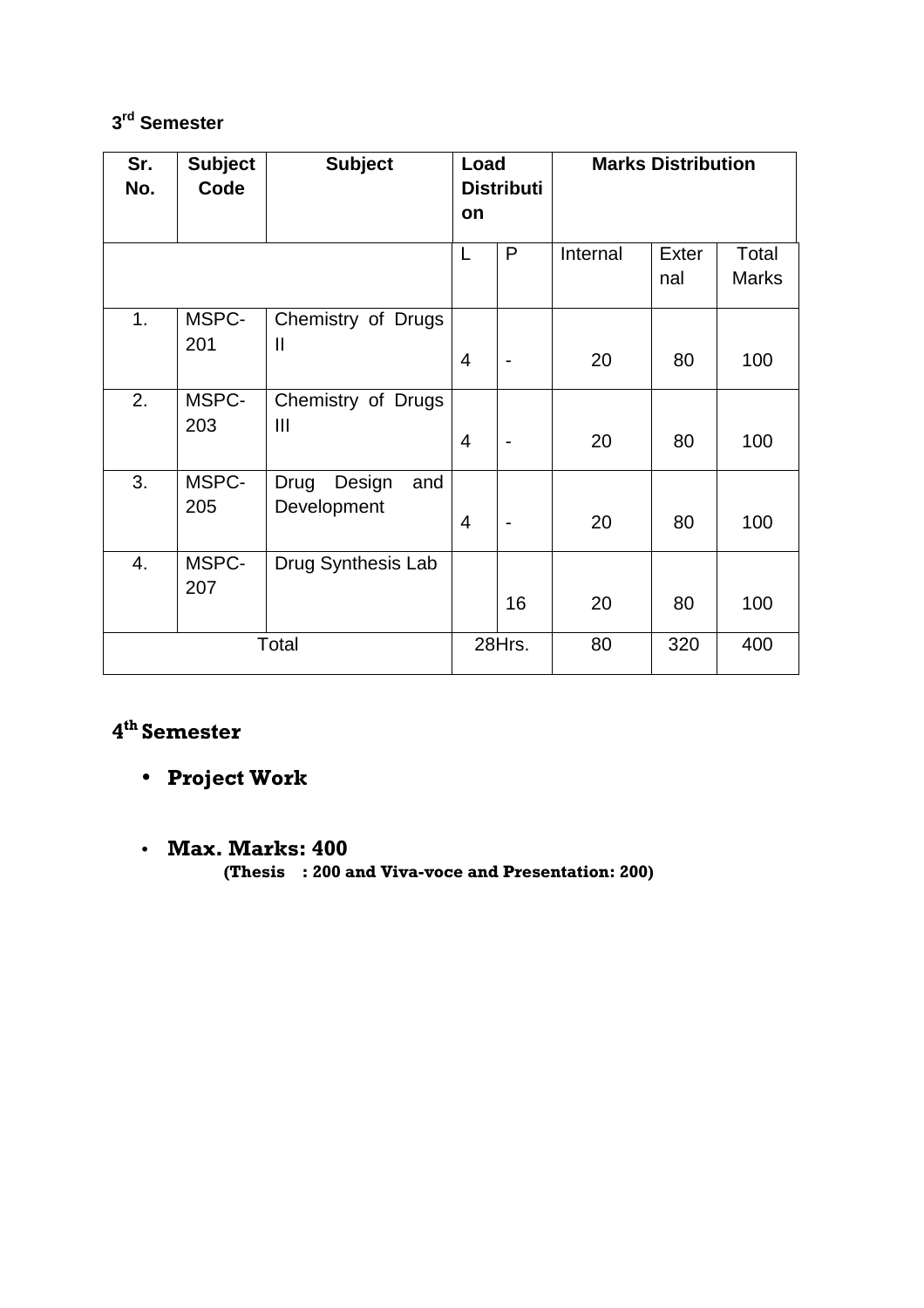**3rd Semester**

| Sr. No. | Subject Code | Subject | Load Distribution | | Marks Distribution | | |
|---|---|---|---|---|---|---|---|
| | | | L | P | Internal | External | Total Marks |
| 1. | MSPC-201 | Chemistry of Drugs II | 4 | - | 20 | 80 | 100 |
| 2. | MSPC-203 | Chemistry of Drugs III | 4 | - | 20 | 80 | 100 |
| 3. | MSPC-205 | Drug Design and Development | 4 | - | 20 | 80 | 100 |
| 4. | MSPC-207 | Drug Synthesis Lab | | 16 | 20 | 80 | 100 |
| Total | | | 28Hrs. | | 80 | 320 | 400 |

**4th Semester**

- **Project Work**

- **Max. Marks: 400**
  **(Thesis : 200 and Viva-voce and Presentation: 200)**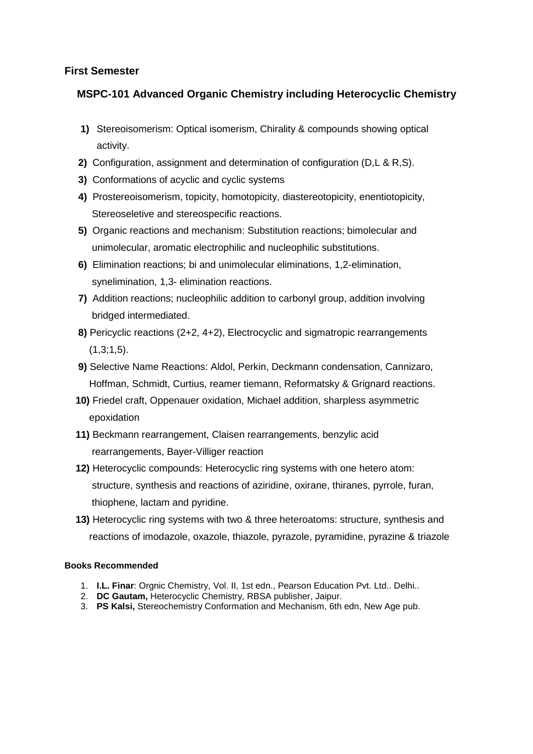### First Semester

## MSPC-101 Advanced Organic Chemistry including Heterocyclic Chemistry

1) Stereoisomerism: Optical isomerism, Chirality & compounds showing optical activity.
2) Configuration, assignment and determination of configuration (D,L & R,S).
3) Conformations of acyclic and cyclic systems
4) Prostereoisomerism, topicity, homotopicity, diastereotopicity, enentiotopicity, Stereoseletive and stereospecific reactions.
5) Organic reactions and mechanism: Substitution reactions; bimolecular and unimolecular, aromatic electrophilic and nucleophilic substitutions.
6) Elimination reactions; bi and unimolecular eliminations, 1,2-elimination, synelimination, 1,3- elimination reactions.
7) Addition reactions; nucleophilic addition to carbonyl group, addition involving bridged intermediated.
8) Pericyclic reactions (2+2, 4+2), Electrocyclic and sigmatropic rearrangements (1,3;1,5).
9) Selective Name Reactions: Aldol, Perkin, Deckmann condensation, Cannizaro, Hoffman, Schmidt, Curtius, reamer tiemann, Reformatsky & Grignard reactions.
10) Friedel craft, Oppenauer oxidation, Michael addition, sharpless asymmetric epoxidation
11) Beckmann rearrangement, Claisen rearrangements, benzylic acid rearrangements, Bayer-Villiger reaction
12) Heterocyclic compounds: Heterocyclic ring systems with one hetero atom: structure, synthesis and reactions of aziridine, oxirane, thiranes, pyrrole, furan, thiophene, lactam and pyridine.
13) Heterocyclic ring systems with two & three heteroatoms: structure, synthesis and reactions of imodazole, oxazole, thiazole, pyrazole, pyramidine, pyrazine & triazole

#### Books Recommended

1. **I.L. Finar**: Orgnic Chemistry, Vol. II, 1st edn., Pearson Education Pvt. Ltd.. Delhi..
2. **DC Gautam,** Heterocyclic Chemistry, RBSA publisher, Jaipur.
3. **PS Kalsi,** Stereochemistry Conformation and Mechanism, 6th edn, New Age pub.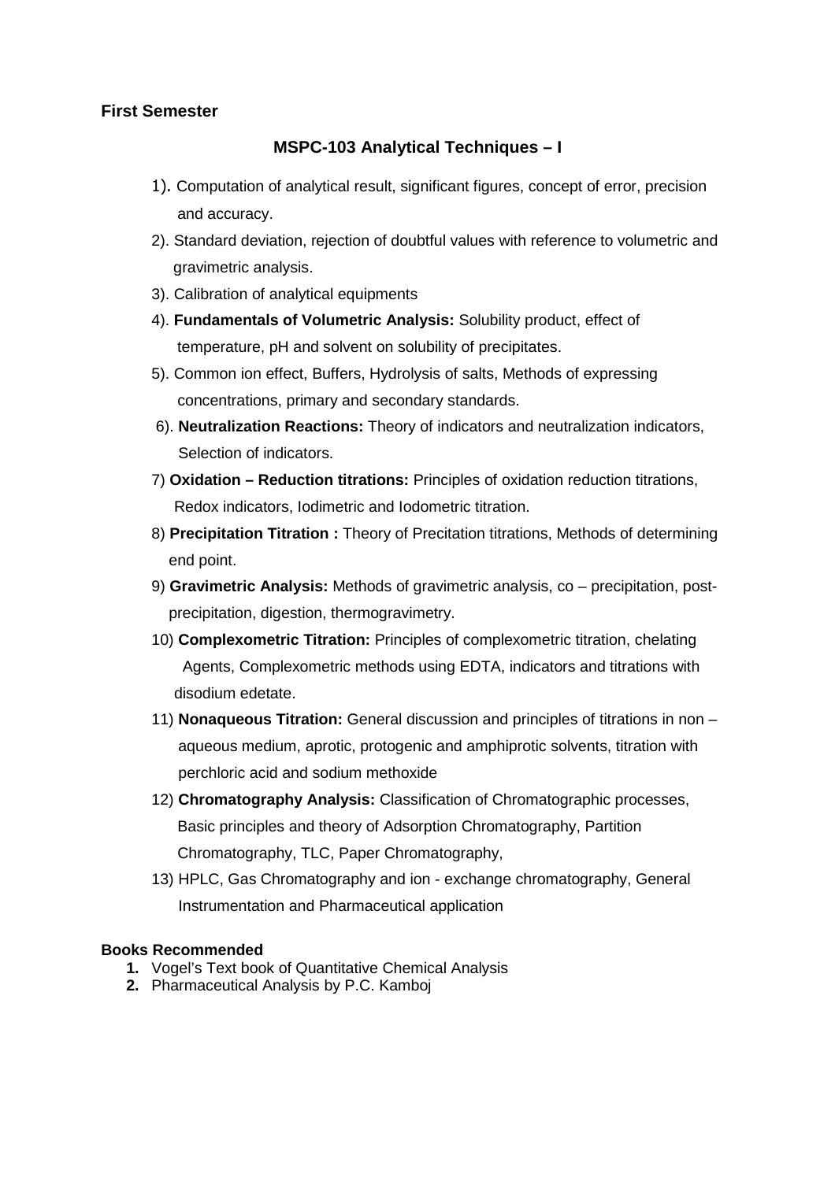**First Semester**

## MSPC-103 Analytical Techniques – I

1). Computation of analytical result, significant figures, concept of error, precision and accuracy.

2). Standard deviation, rejection of doubtful values with reference to volumetric and gravimetric analysis.

3). Calibration of analytical equipments

4). **Fundamentals of Volumetric Analysis:** Solubility product, effect of temperature, pH and solvent on solubility of precipitates.

5). Common ion effect, Buffers, Hydrolysis of salts, Methods of expressing concentrations, primary and secondary standards.

6). **Neutralization Reactions:** Theory of indicators and neutralization indicators, Selection of indicators.

7) **Oxidation – Reduction titrations:** Principles of oxidation reduction titrations, Redox indicators, Iodimetric and Iodometric titration.

8) **Precipitation Titration :** Theory of Precitation titrations, Methods of determining end point.

9) **Gravimetric Analysis:** Methods of gravimetric analysis, co – precipitation, post-precipitation, digestion, thermogravimetry.

10) **Complexometric Titration:** Principles of complexometric titration, chelating Agents, Complexometric methods using EDTA, indicators and titrations with disodium edetate.

11) **Nonaqueous Titration:** General discussion and principles of titrations in non – aqueous medium, aprotic, protogenic and amphiprotic solvents, titration with perchloric acid and sodium methoxide

12) **Chromatography Analysis:** Classification of Chromatographic processes, Basic principles and theory of Adsorption Chromatography, Partition Chromatography, TLC, Paper Chromatography,

13) HPLC, Gas Chromatography and ion - exchange chromatography, General Instrumentation and Pharmaceutical application

**Books Recommended**

1. Vogel's Text book of Quantitative Chemical Analysis
2. Pharmaceutical Analysis by P.C. Kamboj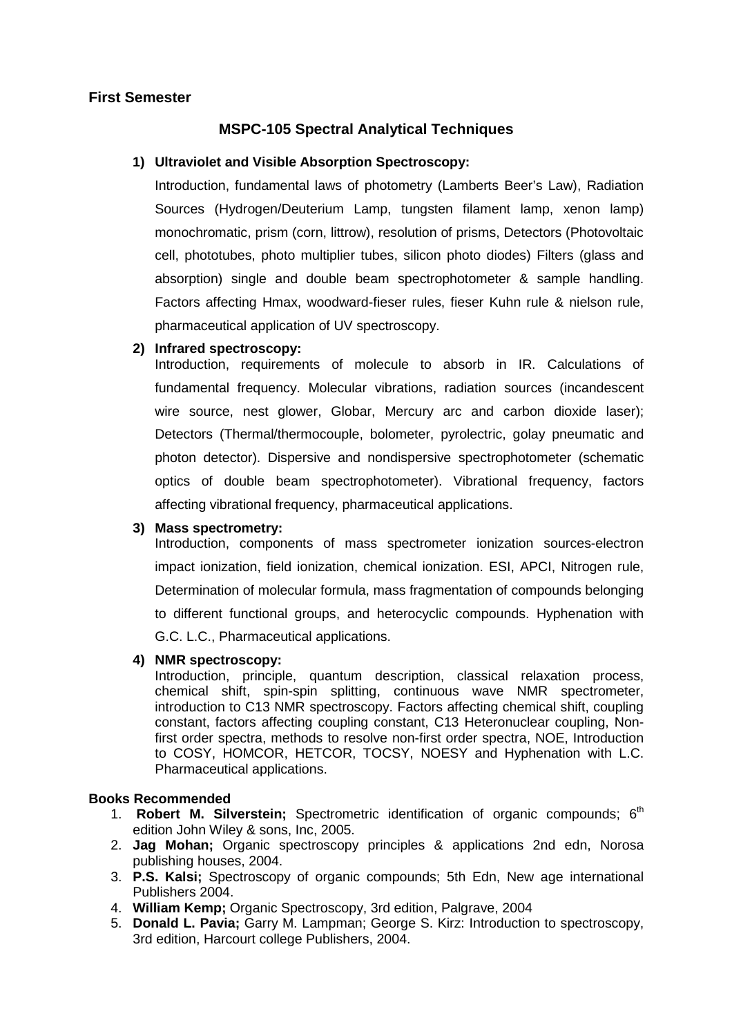## First Semester

### MSPC-105 Spectral Analytical Techniques

1) **Ultraviolet and Visible Absorption Spectroscopy:**

   Introduction, fundamental laws of photometry (Lamberts Beer's Law), Radiation Sources (Hydrogen/Deuterium Lamp, tungsten filament lamp, xenon lamp) monochromatic, prism (corn, littrow), resolution of prisms, Detectors (Photovoltaic cell, phototubes, photo multiplier tubes, silicon photo diodes) Filters (glass and absorption) single and double beam spectrophotometer & sample handling. Factors affecting Hmax, woodward-fieser rules, fieser Kuhn rule & nielson rule, pharmaceutical application of UV spectroscopy.

2) **Infrared spectroscopy:**

   Introduction, requirements of molecule to absorb in IR. Calculations of fundamental frequency. Molecular vibrations, radiation sources (incandescent wire source, nest glower, Globar, Mercury arc and carbon dioxide laser); Detectors (Thermal/thermocouple, bolometer, pyrolectric, golay pneumatic and photon detector). Dispersive and nondispersive spectrophotometer (schematic optics of double beam spectrophotometer). Vibrational frequency, factors affecting vibrational frequency, pharmaceutical applications.

3) **Mass spectrometry:**

   Introduction, components of mass spectrometer ionization sources-electron impact ionization, field ionization, chemical ionization. ESI, APCI, Nitrogen rule, Determination of molecular formula, mass fragmentation of compounds belonging to different functional groups, and heterocyclic compounds. Hyphenation with G.C. L.C., Pharmaceutical applications.

4) **NMR spectroscopy:**

   Introduction, principle, quantum description, classical relaxation process, chemical shift, spin-spin splitting, continuous wave NMR spectrometer, introduction to C13 NMR spectroscopy. Factors affecting chemical shift, coupling constant, factors affecting coupling constant, C13 Heteronuclear coupling, Non-first order spectra, methods to resolve non-first order spectra, NOE, Introduction to COSY, HOMCOR, HETCOR, TOCSY, NOESY and Hyphenation with L.C. Pharmaceutical applications.

**Books Recommended**

1. **Robert M. Silverstein;** Spectrometric identification of organic compounds; 6th edition John Wiley & sons, Inc, 2005.
2. **Jag Mohan;** Organic spectroscopy principles & applications 2nd edn, Norosa publishing houses, 2004.
3. **P.S. Kalsi;** Spectroscopy of organic compounds; 5th Edn, New age international Publishers 2004.
4. **William Kemp;** Organic Spectroscopy, 3rd edition, Palgrave, 2004
5. **Donald L. Pavia;** Garry M. Lampman; George S. Kirz: Introduction to spectroscopy, 3rd edition, Harcourt college Publishers, 2004.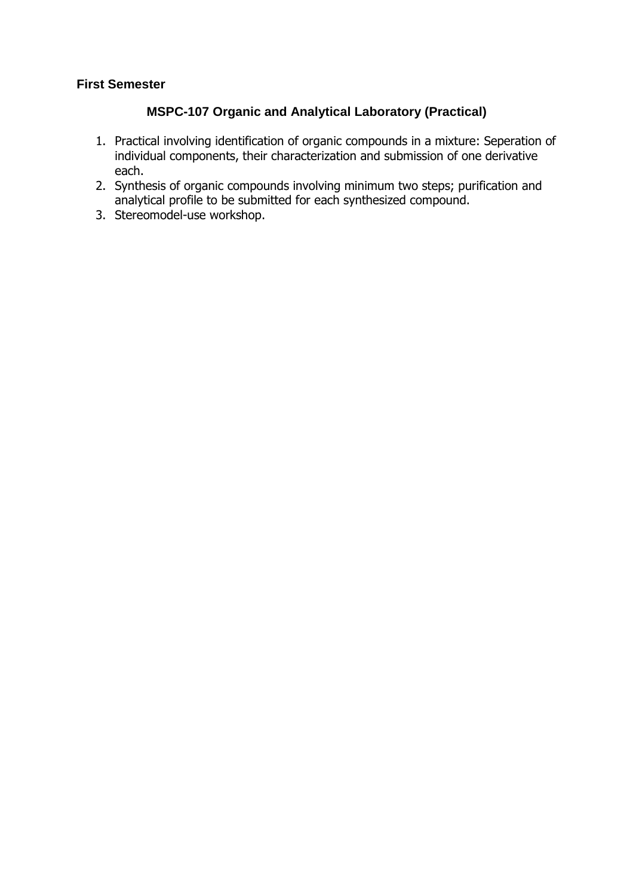**First Semester**

## MSPC-107 Organic and Analytical Laboratory (Practical)

1. Practical involving identification of organic compounds in a mixture: Seperation of individual components, their characterization and submission of one derivative each.
2. Synthesis of organic compounds involving minimum two steps; purification and analytical profile to be submitted for each synthesized compound.
3. Stereomodel-use workshop.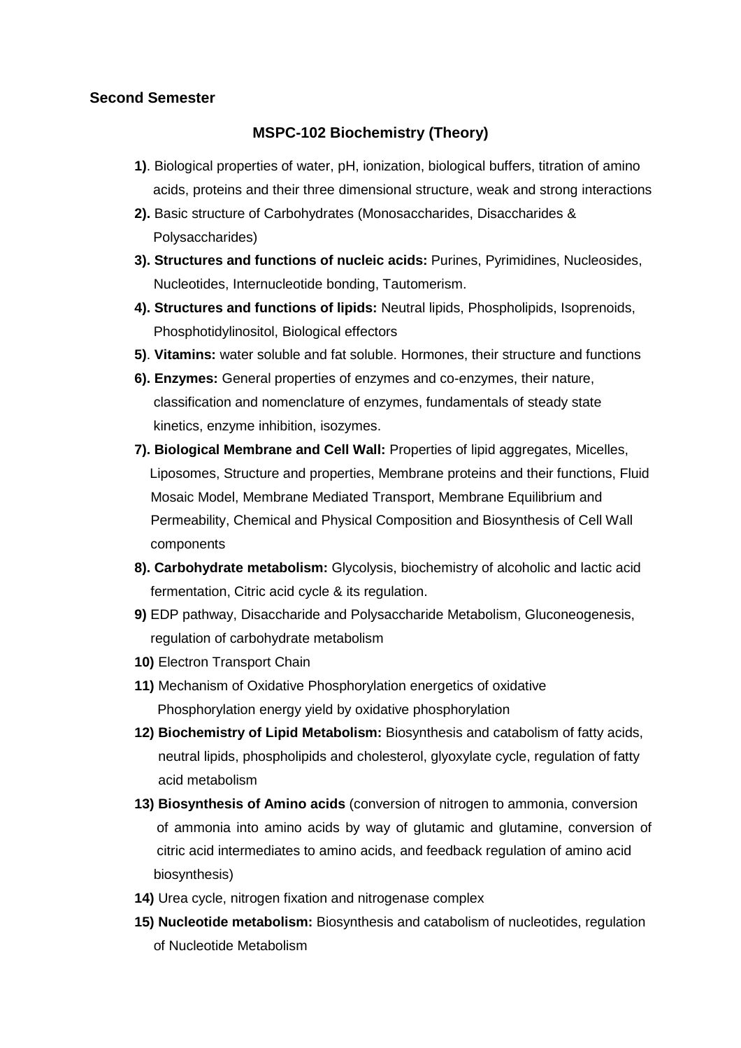## Second Semester

### MSPC-102 Biochemistry (Theory)

**1)**. Biological properties of water, pH, ionization, biological buffers, titration of amino acids, proteins and their three dimensional structure, weak and strong interactions

**2).** Basic structure of Carbohydrates (Monosaccharides, Disaccharides & Polysaccharides)

**3). Structures and functions of nucleic acids:** Purines, Pyrimidines, Nucleosides, Nucleotides, Internucleotide bonding, Tautomerism.

**4). Structures and functions of lipids:** Neutral lipids, Phospholipids, Isoprenoids, Phosphotidylinositol, Biological effectors

**5)**. **Vitamins:** water soluble and fat soluble. Hormones, their structure and functions

**6). Enzymes:** General properties of enzymes and co-enzymes, their nature, classification and nomenclature of enzymes, fundamentals of steady state kinetics, enzyme inhibition, isozymes.

**7). Biological Membrane and Cell Wall:** Properties of lipid aggregates, Micelles, Liposomes, Structure and properties, Membrane proteins and their functions, Fluid Mosaic Model, Membrane Mediated Transport, Membrane Equilibrium and Permeability, Chemical and Physical Composition and Biosynthesis of Cell Wall components

**8). Carbohydrate metabolism:** Glycolysis, biochemistry of alcoholic and lactic acid fermentation, Citric acid cycle & its regulation.

**9)** EDP pathway, Disaccharide and Polysaccharide Metabolism, Gluconeogenesis, regulation of carbohydrate metabolism

**10)** Electron Transport Chain

**11)** Mechanism of Oxidative Phosphorylation energetics of oxidative Phosphorylation energy yield by oxidative phosphorylation

**12) Biochemistry of Lipid Metabolism:** Biosynthesis and catabolism of fatty acids, neutral lipids, phospholipids and cholesterol, glyoxylate cycle, regulation of fatty acid metabolism

**13) Biosynthesis of Amino acids** (conversion of nitrogen to ammonia, conversion of ammonia into amino acids by way of glutamic and glutamine, conversion of citric acid intermediates to amino acids, and feedback regulation of amino acid biosynthesis)

**14)** Urea cycle, nitrogen fixation and nitrogenase complex

**15) Nucleotide metabolism:** Biosynthesis and catabolism of nucleotides, regulation of Nucleotide Metabolism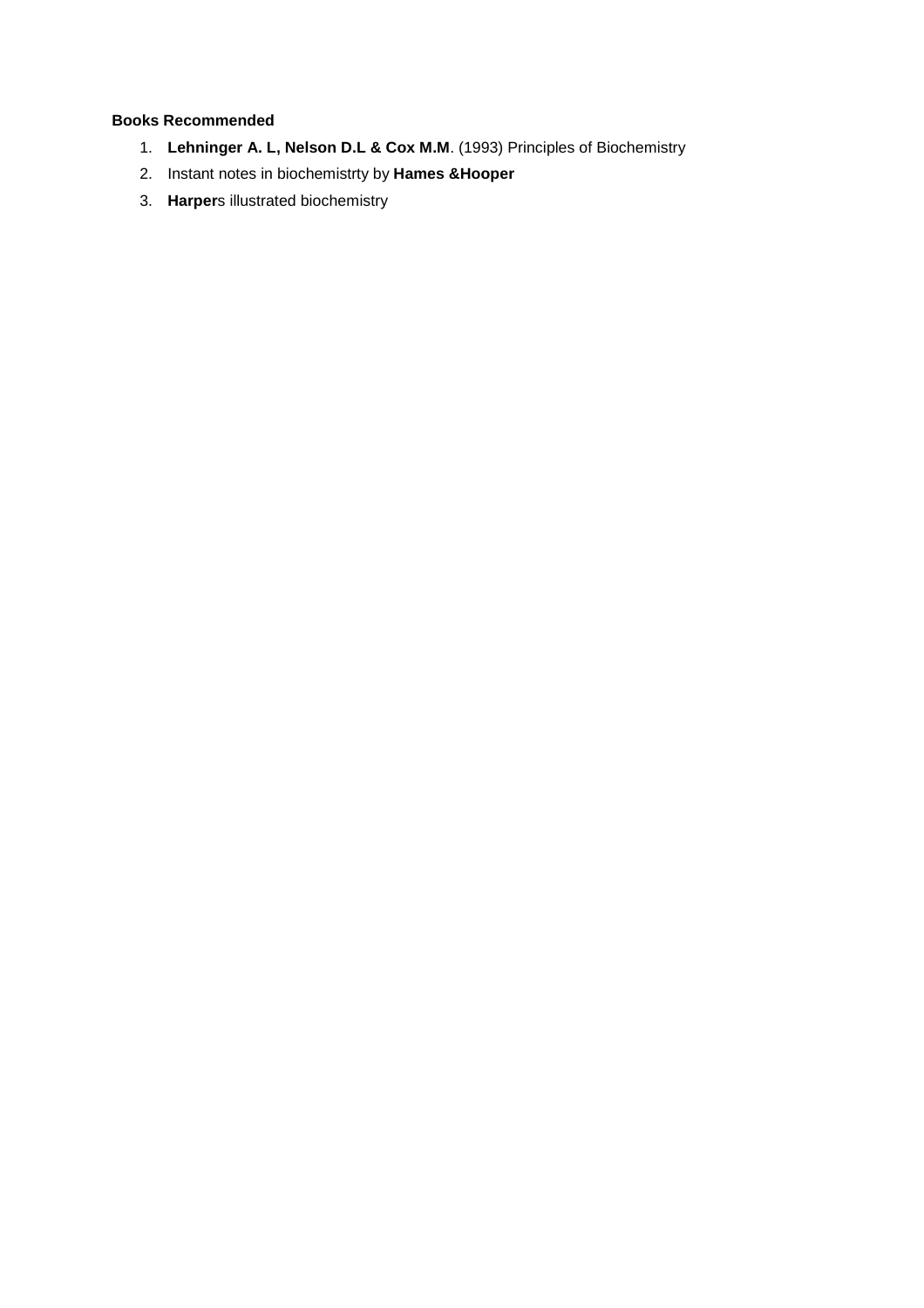**Books Recommended**

1. **Lehninger A. L, Nelson D.L & Cox M.M**. (1993) Principles of Biochemistry
2. Instant notes in biochemistrty by **Hames &Hooper**
3. **Harper**s illustrated biochemistry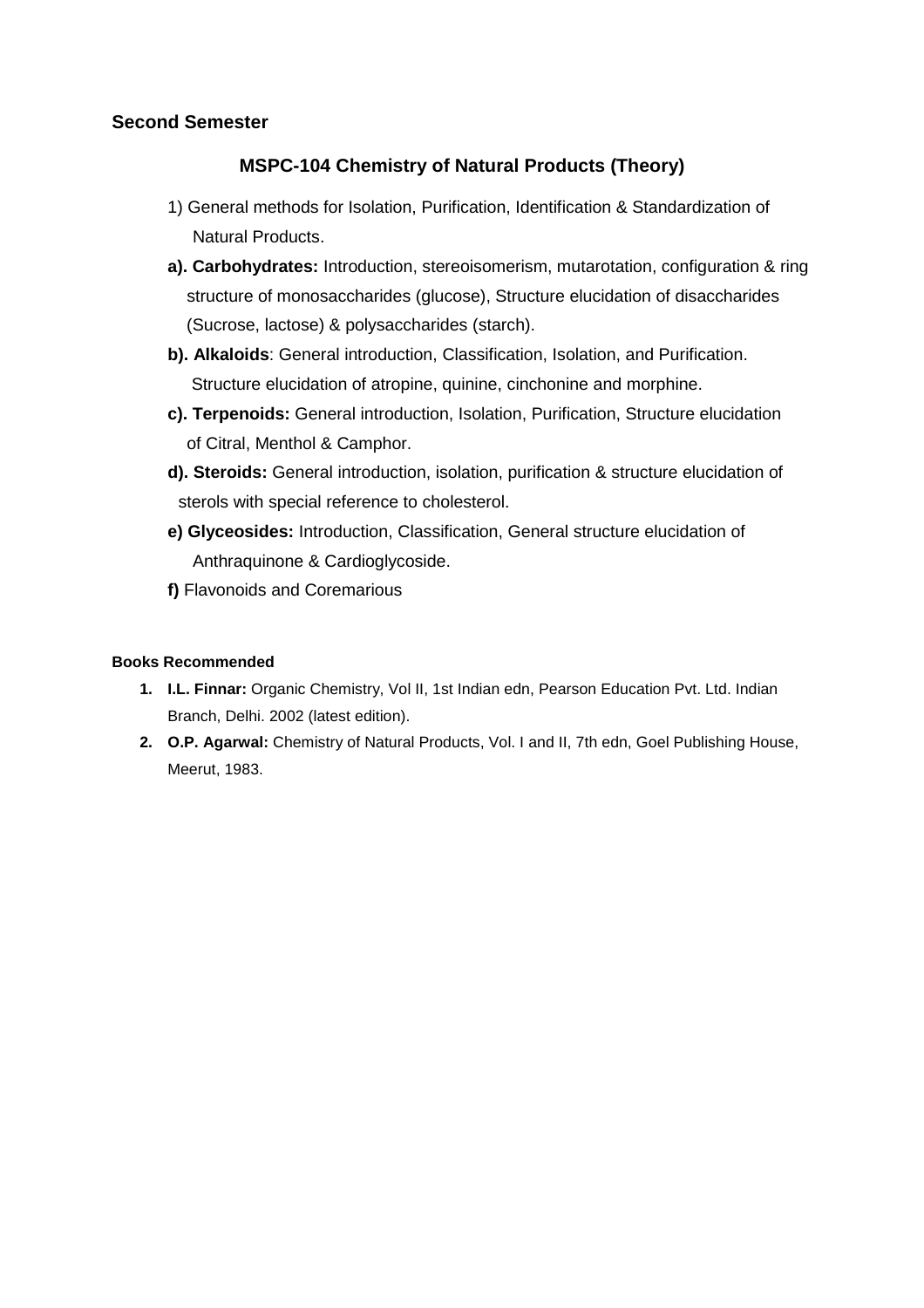## Second Semester

### MSPC-104 Chemistry of Natural Products (Theory)

1) General methods for Isolation, Purification, Identification & Standardization of Natural Products.

**a). Carbohydrates:** Introduction, stereoisomerism, mutarotation, configuration & ring structure of monosaccharides (glucose), Structure elucidation of disaccharides (Sucrose, lactose) & polysaccharides (starch).

**b). Alkaloids**: General introduction, Classification, Isolation, and Purification. Structure elucidation of atropine, quinine, cinchonine and morphine.

**c). Terpenoids:** General introduction, Isolation, Purification, Structure elucidation of Citral, Menthol & Camphor.

**d). Steroids:** General introduction, isolation, purification & structure elucidation of sterols with special reference to cholesterol.

**e) Glyceosides:** Introduction, Classification, General structure elucidation of Anthraquinone & Cardioglycoside.

**f)** Flavonoids and Coremarious

#### Books Recommended

1. **I.L. Finnar:** Organic Chemistry, Vol II, 1st Indian edn, Pearson Education Pvt. Ltd. Indian Branch, Delhi. 2002 (latest edition).
2. **O.P. Agarwal:** Chemistry of Natural Products, Vol. I and II, 7th edn, Goel Publishing House, Meerut, 1983.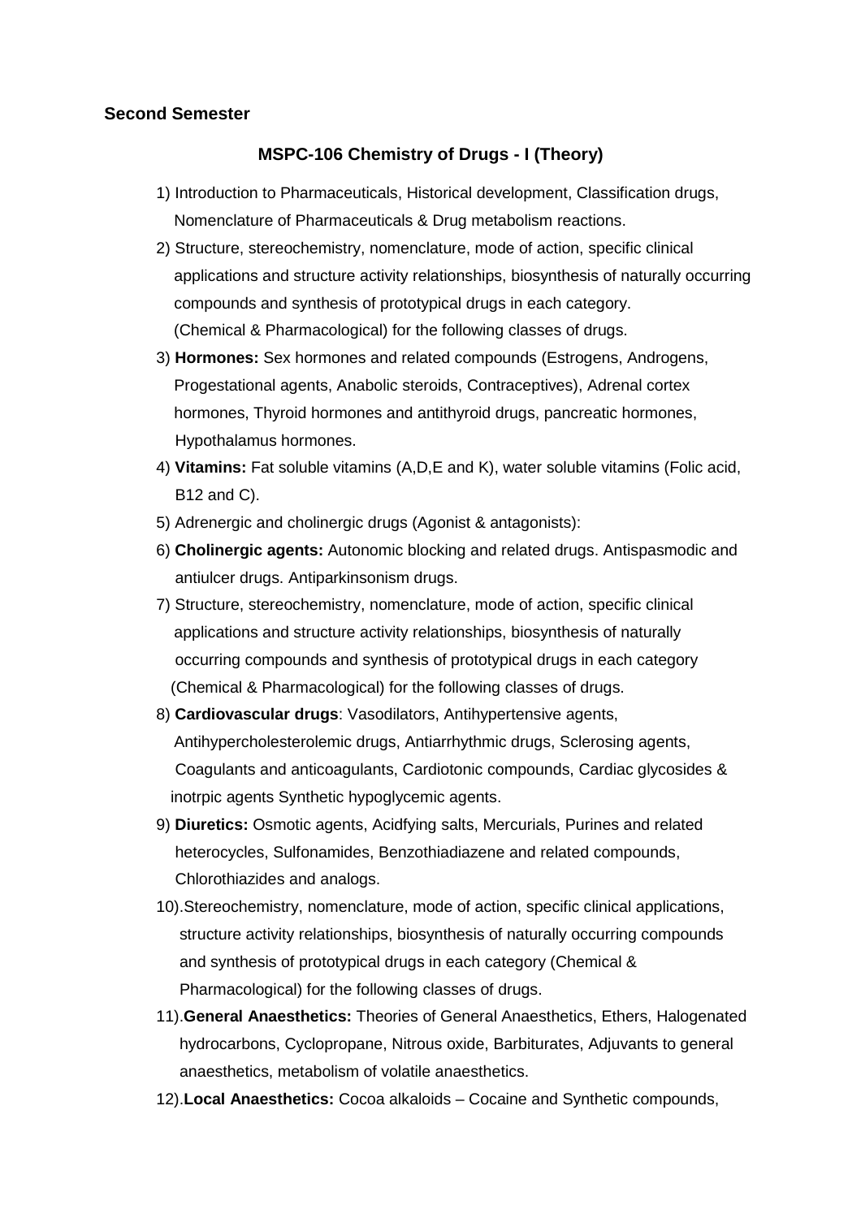**Second Semester**

## MSPC-106 Chemistry of Drugs - I (Theory)

1) Introduction to Pharmaceuticals, Historical development, Classification drugs, Nomenclature of Pharmaceuticals & Drug metabolism reactions.
2) Structure, stereochemistry, nomenclature, mode of action, specific clinical applications and structure activity relationships, biosynthesis of naturally occurring compounds and synthesis of prototypical drugs in each category. (Chemical & Pharmacological) for the following classes of drugs.
3) **Hormones:** Sex hormones and related compounds (Estrogens, Androgens, Progestational agents, Anabolic steroids, Contraceptives), Adrenal cortex hormones, Thyroid hormones and antithyroid drugs, pancreatic hormones, Hypothalamus hormones.
4) **Vitamins:** Fat soluble vitamins (A,D,E and K), water soluble vitamins (Folic acid, B12 and C).
5) Adrenergic and cholinergic drugs (Agonist & antagonists):
6) **Cholinergic agents:** Autonomic blocking and related drugs. Antispasmodic and antiulcer drugs. Antiparkinsonism drugs.
7) Structure, stereochemistry, nomenclature, mode of action, specific clinical applications and structure activity relationships, biosynthesis of naturally occurring compounds and synthesis of prototypical drugs in each category (Chemical & Pharmacological) for the following classes of drugs.
8) **Cardiovascular drugs**: Vasodilators, Antihypertensive agents, Antihypercholesterolemic drugs, Antiarrhythmic drugs, Sclerosing agents, Coagulants and anticoagulants, Cardiotonic compounds, Cardiac glycosides & inotrpic agents Synthetic hypoglycemic agents.
9) **Diuretics:** Osmotic agents, Acidfying salts, Mercurials, Purines and related heterocycles, Sulfonamides, Benzothiadiazene and related compounds, Chlorothiazides and analogs.
10) Stereochemistry, nomenclature, mode of action, specific clinical applications, structure activity relationships, biosynthesis of naturally occurring compounds and synthesis of prototypical drugs in each category (Chemical & Pharmacological) for the following classes of drugs.
11) **General Anaesthetics:** Theories of General Anaesthetics, Ethers, Halogenated hydrocarbons, Cyclopropane, Nitrous oxide, Barbiturates, Adjuvants to general anaesthetics, metabolism of volatile anaesthetics.
12) **Local Anaesthetics:** Cocoa alkaloids – Cocaine and Synthetic compounds,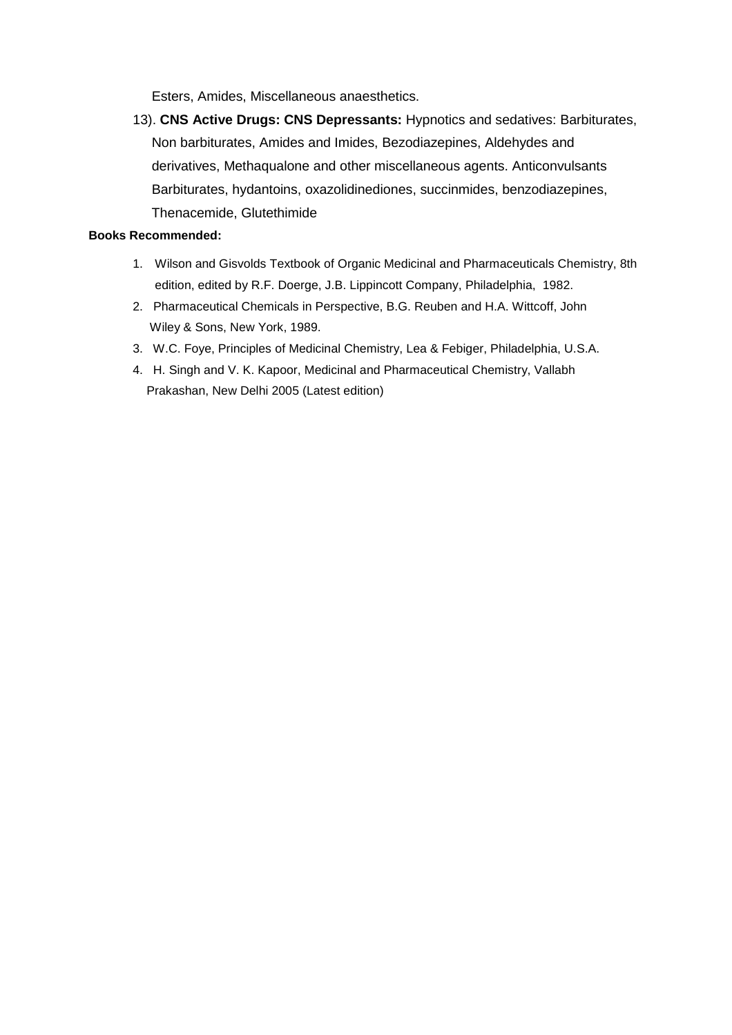Esters, Amides, Miscellaneous anaesthetics.

13). **CNS Active Drugs: CNS Depressants:** Hypnotics and sedatives: Barbiturates, Non barbiturates, Amides and Imides, Bezodiazepines, Aldehydes and derivatives, Methaqualone and other miscellaneous agents. Anticonvulsants Barbiturates, hydantoins, oxazolidinediones, succinmides, benzodiazepines, Thenacemide, Glutethimide

**Books Recommended:**

1. Wilson and Gisvolds Textbook of Organic Medicinal and Pharmaceuticals Chemistry, 8th edition, edited by R.F. Doerge, J.B. Lippincott Company, Philadelphia, 1982.
2. Pharmaceutical Chemicals in Perspective, B.G. Reuben and H.A. Wittcoff, John Wiley & Sons, New York, 1989.
3. W.C. Foye, Principles of Medicinal Chemistry, Lea & Febiger, Philadelphia, U.S.A.
4. H. Singh and V. K. Kapoor, Medicinal and Pharmaceutical Chemistry, Vallabh Prakashan, New Delhi 2005 (Latest edition)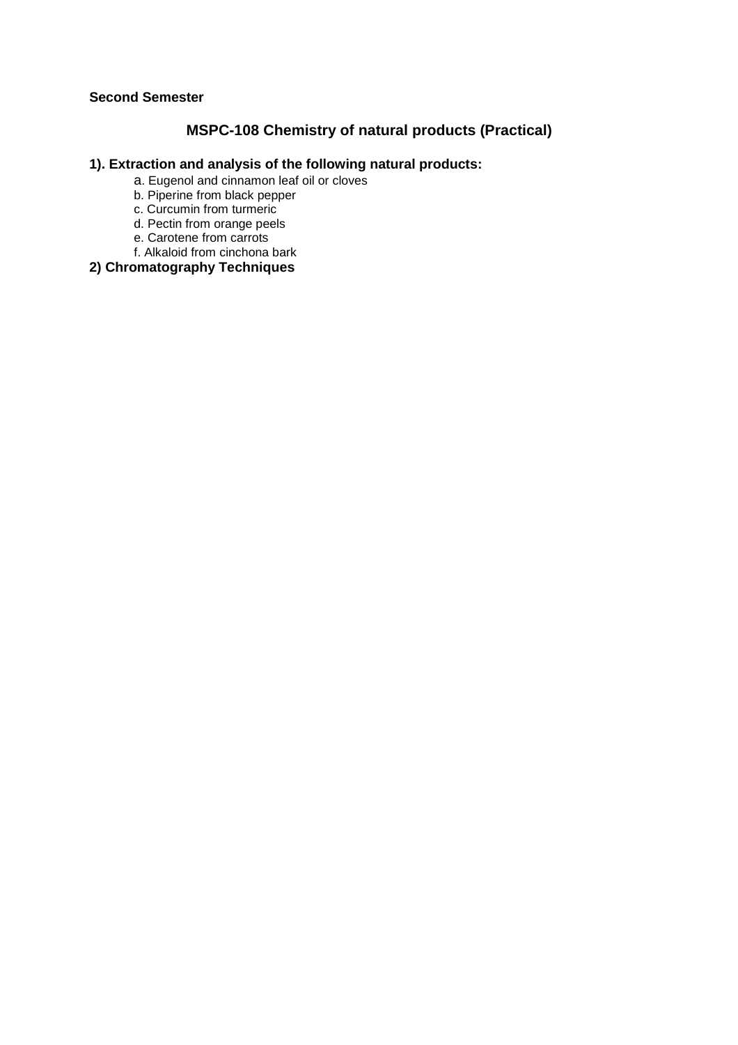**Second Semester**

## MSPC-108 Chemistry of natural products (Practical)

**1). Extraction and analysis of the following natural products:**

a. Eugenol and cinnamon leaf oil or cloves
b. Piperine from black pepper
c. Curcumin from turmeric
d. Pectin from orange peels
e. Carotene from carrots
f. Alkaloid from cinchona bark

**2) Chromatography Techniques**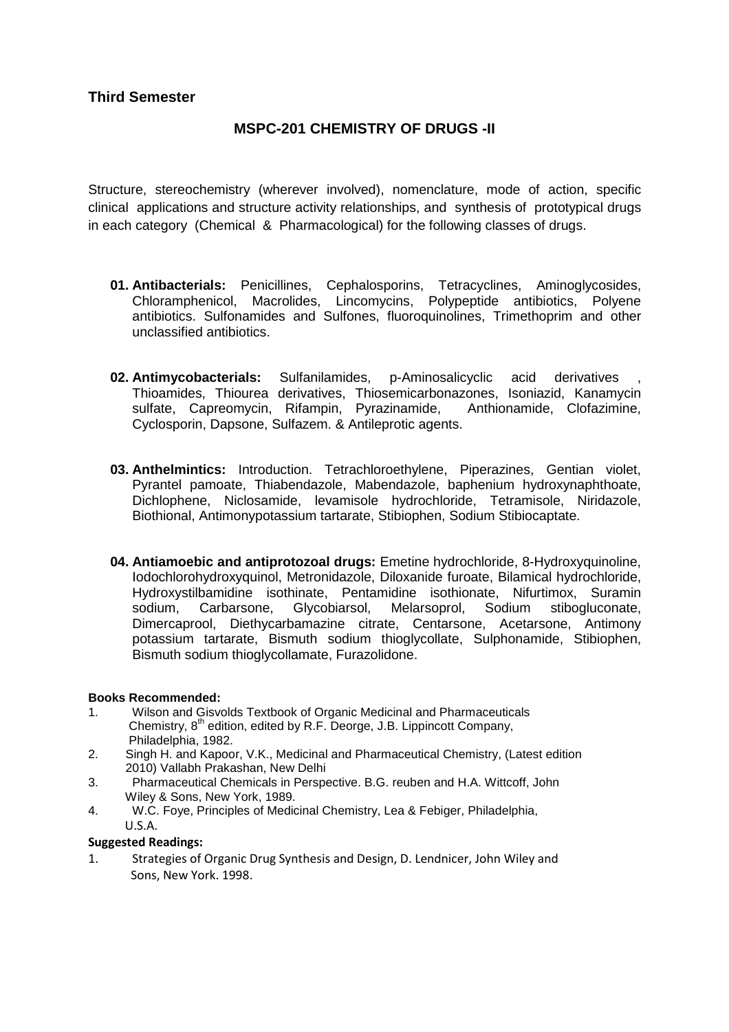**Third Semester**

## MSPC-201 CHEMISTRY OF DRUGS -II

Structure, stereochemistry (wherever involved), nomenclature, mode of action, specific clinical applications and structure activity relationships, and synthesis of prototypical drugs in each category (Chemical & Pharmacological) for the following classes of drugs.

**01. Antibacterials:** Penicillines, Cephalosporins, Tetracyclines, Aminoglycosides, Chloramphenicol, Macrolides, Lincomycins, Polypeptide antibiotics, Polyene antibiotics. Sulfonamides and Sulfones, fluoroquinolines, Trimethoprim and other unclassified antibiotics.

**02. Antimycobacterials:** Sulfanilamides, p-Aminosalicyclic acid derivatives , Thioamides, Thiourea derivatives, Thiosemicarbonazones, Isoniazid, Kanamycin sulfate, Capreomycin, Rifampin, Pyrazinamide, Anthionamide, Clofazimine, Cyclosporin, Dapsone, Sulfazem. & Antileprotic agents.

**03. Anthelmintics:** Introduction. Tetrachloroethylene, Piperazines, Gentian violet, Pyrantel pamoate, Thiabendazole, Mabendazole, baphenium hydroxynaphthoate, Dichlophene, Niclosamide, levamisole hydrochloride, Tetramisole, Niridazole, Biothional, Antimonypotassium tartarate, Stibiophen, Sodium Stibiocaptate.

**04. Antiamoebic and antiprotozoal drugs:** Emetine hydrochloride, 8-Hydroxyquinoline, Iodochlorohydroxyquinol, Metronidazole, Diloxanide furoate, Bilamical hydrochloride, Hydroxystilbamidine isothinate, Pentamidine isothionate, Nifurtimox, Suramin sodium, Carbarsone, Glycobiarsol, Melarsoprol, Sodium stibogluconate, Dimercaprool, Diethycarbamazine citrate, Centarsone, Acetarsone, Antimony potassium tartarate, Bismuth sodium thioglycollate, Sulphonamide, Stibiophen, Bismuth sodium thioglycollamate, Furazolidone.

**Books Recommended:**

1. Wilson and Gisvolds Textbook of Organic Medicinal and Pharmaceuticals Chemistry, 8th edition, edited by R.F. Deorge, J.B. Lippincott Company, Philadelphia, 1982.
2. Singh H. and Kapoor, V.K., Medicinal and Pharmaceutical Chemistry, (Latest edition 2010) Vallabh Prakashan, New Delhi
3. Pharmaceutical Chemicals in Perspective. B.G. reuben and H.A. Wittcoff, John Wiley & Sons, New York, 1989.
4. W.C. Foye, Principles of Medicinal Chemistry, Lea & Febiger, Philadelphia, U.S.A.

**Suggested Readings:**

1. Strategies of Organic Drug Synthesis and Design, D. Lendnicer, John Wiley and Sons, New York. 1998.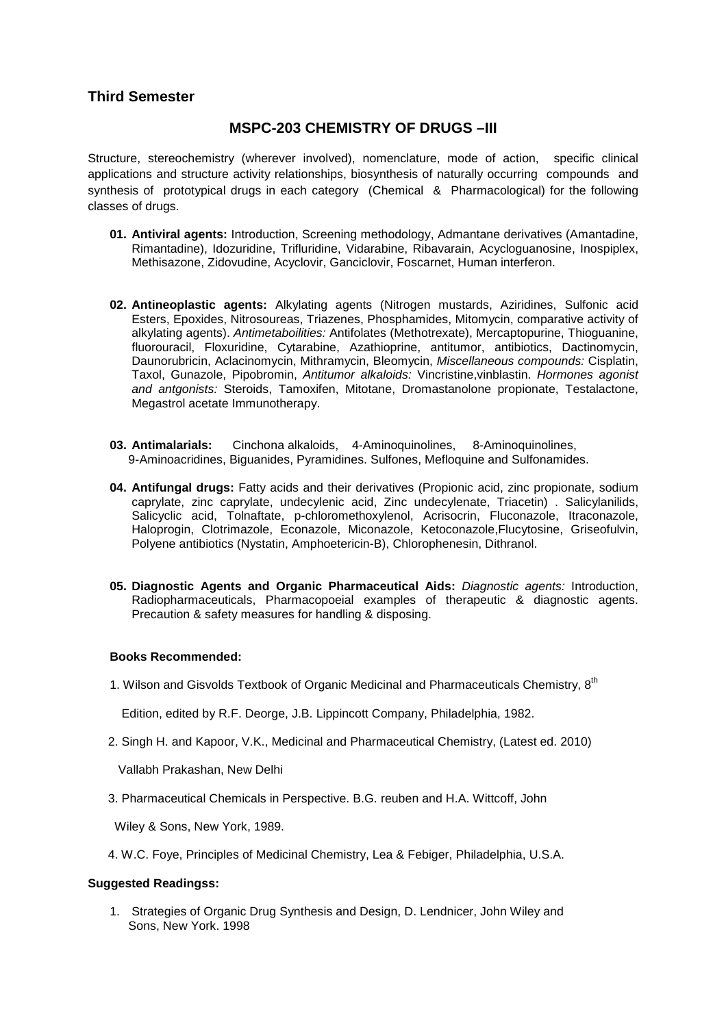## Third Semester

### MSPC-203 CHEMISTRY OF DRUGS –III

Structure, stereochemistry (wherever involved), nomenclature, mode of action, specific clinical applications and structure activity relationships, biosynthesis of naturally occurring compounds and synthesis of prototypical drugs in each category (Chemical & Pharmacological) for the following classes of drugs.

01. **Antiviral agents:** Introduction, Screening methodology, Admantane derivatives (Amantadine, Rimantadine), Idozuridine, Trifluridine, Vidarabine, Ribavarain, Acycloguanosine, Inospiplex, Methisazone, Zidovudine, Acyclovir, Ganciclovir, Foscarnet, Human interferon.

02. **Antineoplastic agents:** Alkylating agents (Nitrogen mustards, Aziridines, Sulfonic acid Esters, Epoxides, Nitrosoureas, Triazenes, Phosphamides, Mitomycin, comparative activity of alkylating agents). *Antimetaboilities:* Antifolates (Methotrexate), Mercaptopurine, Thioguanine, fluorouracil, Floxuridine, Cytarabine, Azathioprine, antitumor, antibiotics, Dactinomycin, Daunorubricin, Aclacinomycin, Mithramycin, Bleomycin, *Miscellaneous compounds:* Cisplatin, Taxol, Gunazole, Pipobromin, *Antitumor alkaloids:* Vincristine,vinblastin. *Hormones agonist and antgonists:* Steroids, Tamoxifen, Mitotane, Dromastanolone propionate, Testalactone, Megastrol acetate Immunotherapy.

03. **Antimalarials:** Cinchona alkaloids, 4-Aminoquinolines, 8-Aminoquinolines, 9-Aminoacridines, Biguanides, Pyramidines. Sulfones, Mefloquine and Sulfonamides.

04. **Antifungal drugs:** Fatty acids and their derivatives (Propionic acid, zinc propionate, sodium caprylate, zinc caprylate, undecylenic acid, Zinc undecylenate, Triacetin) . Salicylanilids, Salicyclic acid, Tolnaftate, p-chloromethoxylenol, Acrisocrin, Fluconazole, Itraconazole, Haloprogin, Clotrimazole, Econazole, Miconazole, Ketoconazole,Flucytosine, Griseofulvin, Polyene antibiotics (Nystatin, Amphoetericin-B), Chlorophenesin, Dithranol.

05. **Diagnostic Agents and Organic Pharmaceutical Aids:** *Diagnostic agents:* Introduction, Radiopharmaceuticals, Pharmacopoeial examples of therapeutic & diagnostic agents. Precaution & safety measures for handling & disposing.

**Books Recommended:**

1. Wilson and Gisvolds Textbook of Organic Medicinal and Pharmaceuticals Chemistry, 8th Edition, edited by R.F. Deorge, J.B. Lippincott Company, Philadelphia, 1982.
2. Singh H. and Kapoor, V.K., Medicinal and Pharmaceutical Chemistry, (Latest ed. 2010) Vallabh Prakashan, New Delhi
3. Pharmaceutical Chemicals in Perspective. B.G. reuben and H.A. Wittcoff, John Wiley & Sons, New York, 1989.
4. W.C. Foye, Principles of Medicinal Chemistry, Lea & Febiger, Philadelphia, U.S.A.

**Suggested Readingss:**

1. Strategies of Organic Drug Synthesis and Design, D. Lendnicer, John Wiley and Sons, New York. 1998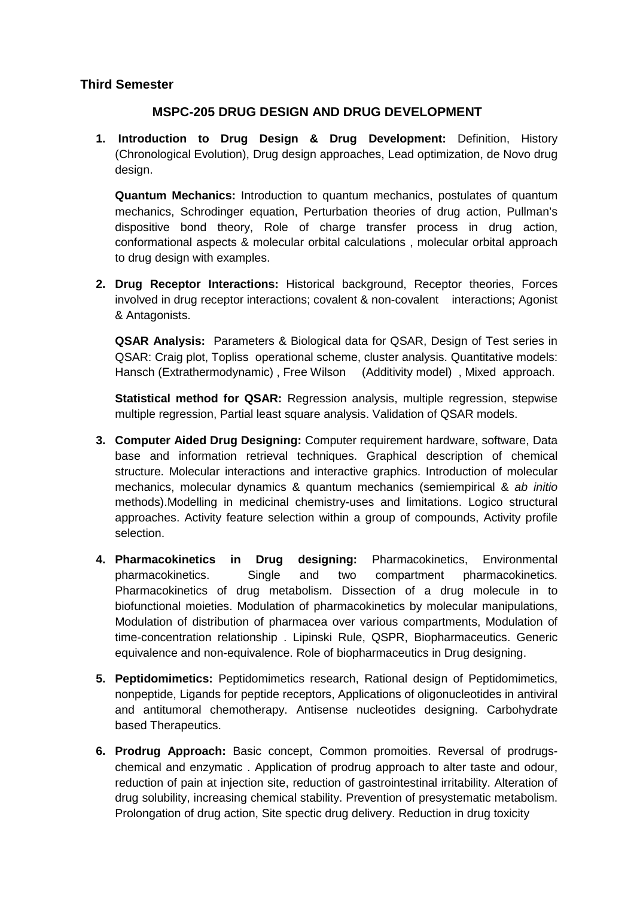### Third Semester

## MSPC-205 DRUG DESIGN AND DRUG DEVELOPMENT

1. **Introduction to Drug Design & Drug Development:** Definition, History (Chronological Evolution), Drug design approaches, Lead optimization, de Novo drug design.

   **Quantum Mechanics:** Introduction to quantum mechanics, postulates of quantum mechanics, Schrodinger equation, Perturbation theories of drug action, Pullman's dispositive bond theory, Role of charge transfer process in drug action, conformational aspects & molecular orbital calculations , molecular orbital approach to drug design with examples.

2. **Drug Receptor Interactions:** Historical background, Receptor theories, Forces involved in drug receptor interactions; covalent & non-covalent interactions; Agonist & Antagonists.

   **QSAR Analysis:** Parameters & Biological data for QSAR, Design of Test series in QSAR: Craig plot, Topliss operational scheme, cluster analysis. Quantitative models: Hansch (Extrathermodynamic) , Free Wilson (Additivity model) , Mixed approach.

   **Statistical method for QSAR:** Regression analysis, multiple regression, stepwise multiple regression, Partial least square analysis. Validation of QSAR models.

3. **Computer Aided Drug Designing:** Computer requirement hardware, software, Data base and information retrieval techniques. Graphical description of chemical structure. Molecular interactions and interactive graphics. Introduction of molecular mechanics, molecular dynamics & quantum mechanics (semiempirical & *ab initio* methods).Modelling in medicinal chemistry-uses and limitations. Logico structural approaches. Activity feature selection within a group of compounds, Activity profile selection.

4. **Pharmacokinetics in Drug designing:** Pharmacokinetics, Environmental pharmacokinetics. Single and two compartment pharmacokinetics. Pharmacokinetics of drug metabolism. Dissection of a drug molecule in to biofunctional moieties. Modulation of pharmacokinetics by molecular manipulations, Modulation of distribution of pharmacea over various compartments, Modulation of time-concentration relationship . Lipinski Rule, QSPR, Biopharmaceutics. Generic equivalence and non-equivalence. Role of biopharmaceutics in Drug designing.

5. **Peptidomimetics:** Peptidomimetics research, Rational design of Peptidomimetics, nonpeptide, Ligands for peptide receptors, Applications of oligonucleotides in antiviral and antitumoral chemotherapy. Antisense nucleotides designing. Carbohydrate based Therapeutics.

6. **Prodrug Approach:** Basic concept, Common promoities. Reversal of prodrugs-chemical and enzymatic . Application of prodrug approach to alter taste and odour, reduction of pain at injection site, reduction of gastrointestinal irritability. Alteration of drug solubility, increasing chemical stability. Prevention of presystematic metabolism. Prolongation of drug action, Site spectic drug delivery. Reduction in drug toxicity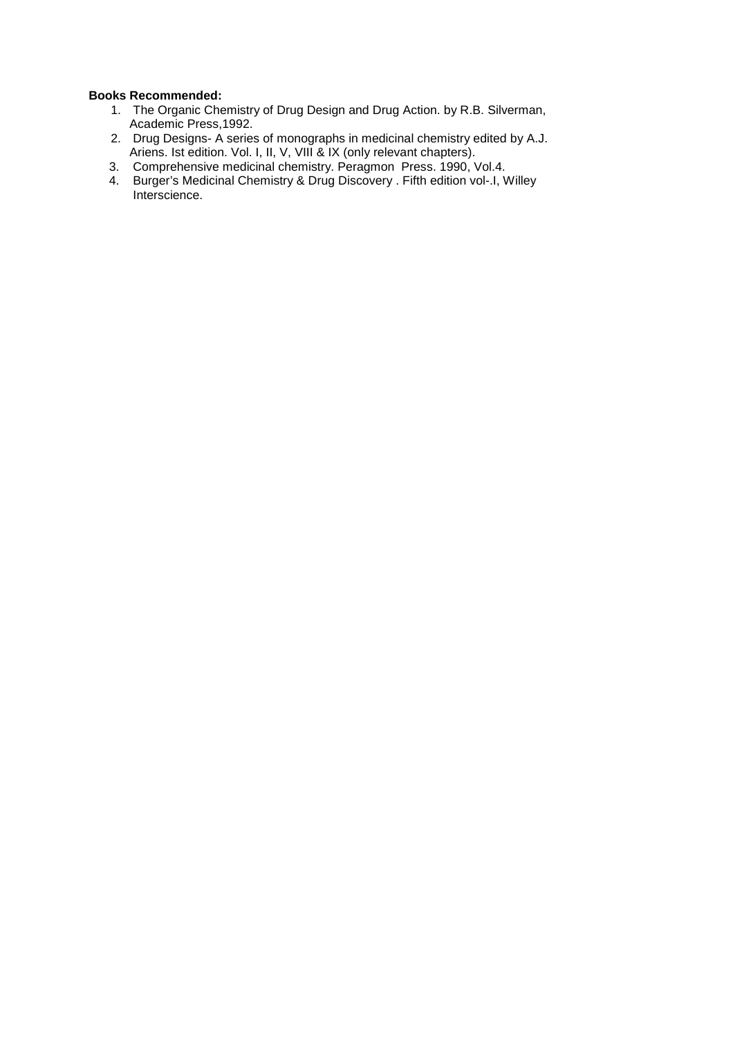**Books Recommended:**

1. The Organic Chemistry of Drug Design and Drug Action. by R.B. Silverman, Academic Press,1992.
2. Drug Designs- A series of monographs in medicinal chemistry edited by A.J. Ariens. Ist edition. Vol. I, II, V, VIII & IX (only relevant chapters).
3. Comprehensive medicinal chemistry. Peragmon Press. 1990, Vol.4.
4. Burger's Medicinal Chemistry & Drug Discovery . Fifth edition vol-.I, Willey Interscience.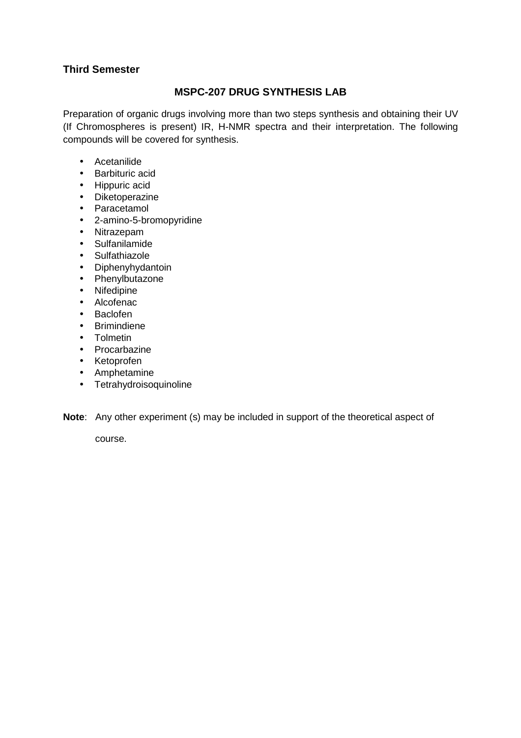**Third Semester**

## MSPC-207 DRUG SYNTHESIS LAB

Preparation of organic drugs involving more than two steps synthesis and obtaining their UV (If Chromospheres is present) IR, H-NMR spectra and their interpretation. The following compounds will be covered for synthesis.

- Acetanilide
- Barbituric acid
- Hippuric acid
- Diketoperazine
- Paracetamol
- 2-amino-5-bromopyridine
- Nitrazepam
- Sulfanilamide
- Sulfathiazole
- Diphenyhydantoin
- Phenylbutazone
- Nifedipine
- Alcofenac
- Baclofen
- Brimindiene
- Tolmetin
- Procarbazine
- Ketoprofen
- Amphetamine
- Tetrahydroisoquinoline

**Note**: Any other experiment (s) may be included in support of the theoretical aspect of course.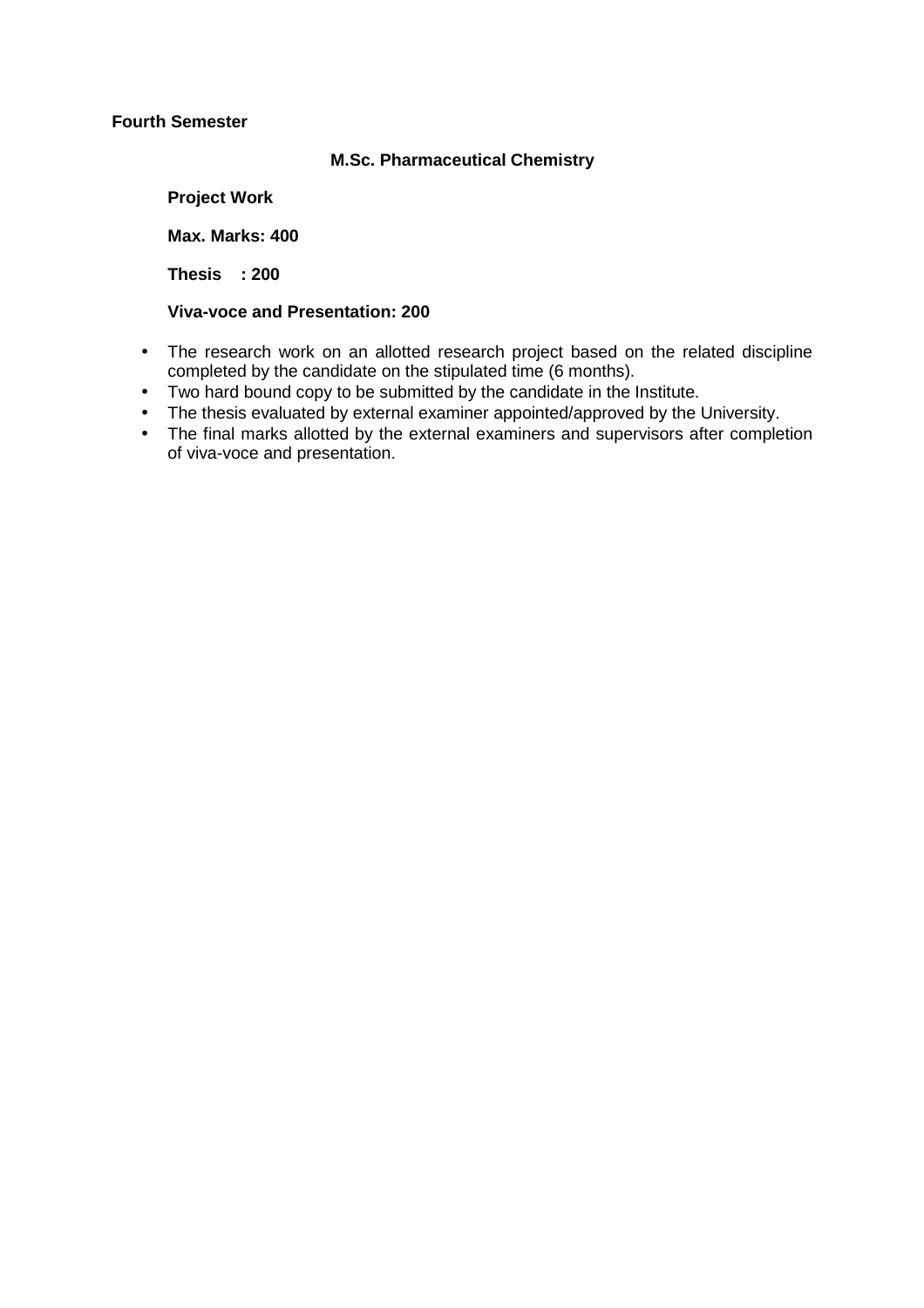**Fourth Semester**

**M.Sc. Pharmaceutical Chemistry**

**Project Work**

**Max. Marks: 400**

**Thesis : 200**

**Viva-voce and Presentation: 200**

- The research work on an allotted research project based on the related discipline completed by the candidate on the stipulated time (6 months).
- Two hard bound copy to be submitted by the candidate in the Institute.
- The thesis evaluated by external examiner appointed/approved by the University.
- The final marks allotted by the external examiners and supervisors after completion of viva-voce and presentation.